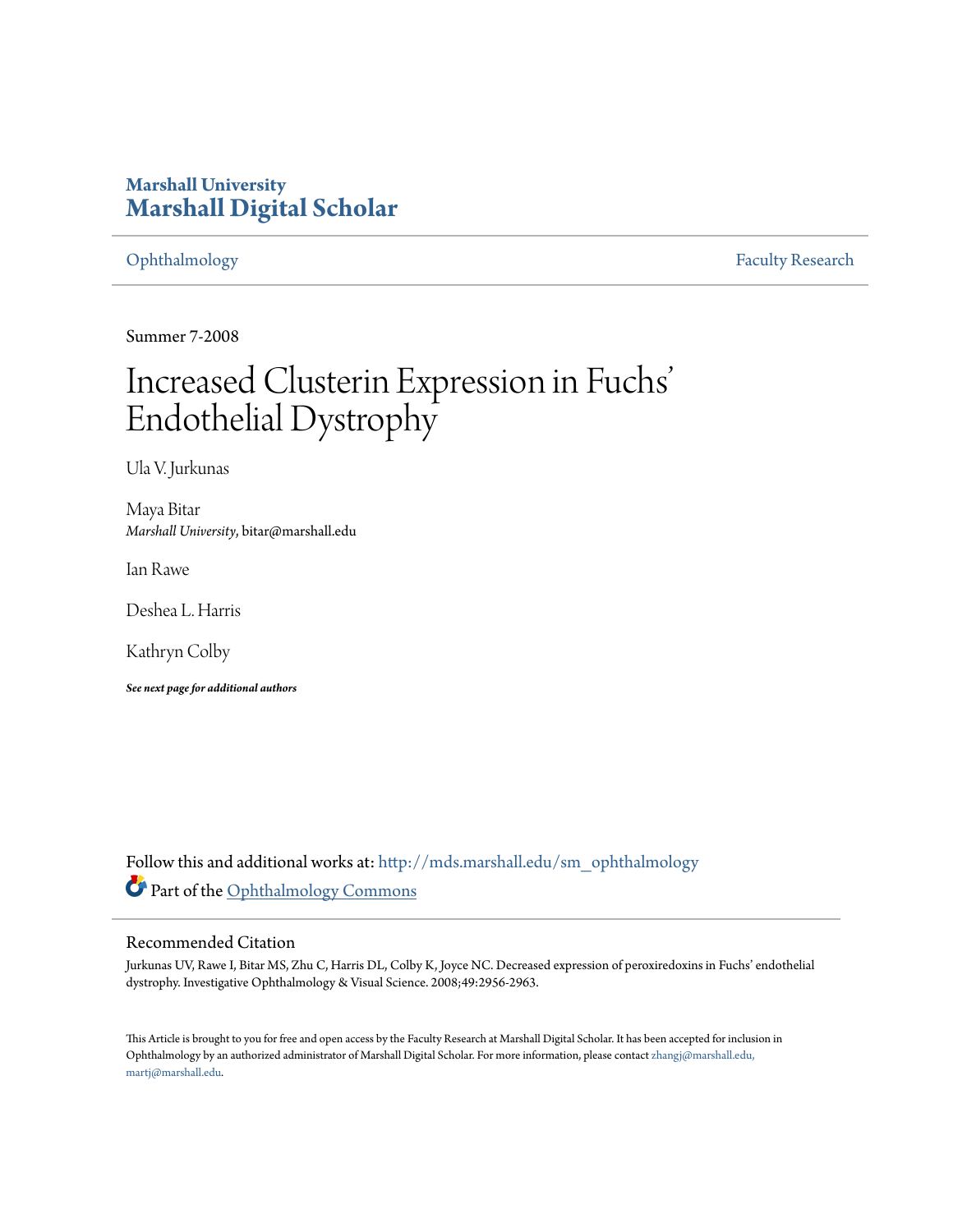Marshall University

# Marshall Digital Scholar

Ophthalmology | Faculty Research

Summer 7-2008

# Increased Clusterin Expression in Fuchs' Endothelial Dystrophy

Ula V. Jurkunas

Maya Bitar
*Marshall University*, bitar@marshall.edu

Ian Rawe

Deshea L. Harris

Kathryn Colby

***See next page for additional authors***

Follow this and additional works at: http://mds.marshall.edu/sm_ophthalmology

Part of the Ophthalmology Commons

## Recommended Citation

Jurkunas UV, Rawe I, Bitar MS, Zhu C, Harris DL, Colby K, Joyce NC. Decreased expression of peroxiredoxins in Fuchs' endothelial dystrophy. Investigative Ophthalmology & Visual Science. 2008;49:2956-2963.

This Article is brought to you for free and open access by the Faculty Research at Marshall Digital Scholar. It has been accepted for inclusion in Ophthalmology by an authorized administrator of Marshall Digital Scholar. For more information, please contact zhangj@marshall.edu, martj@marshall.edu.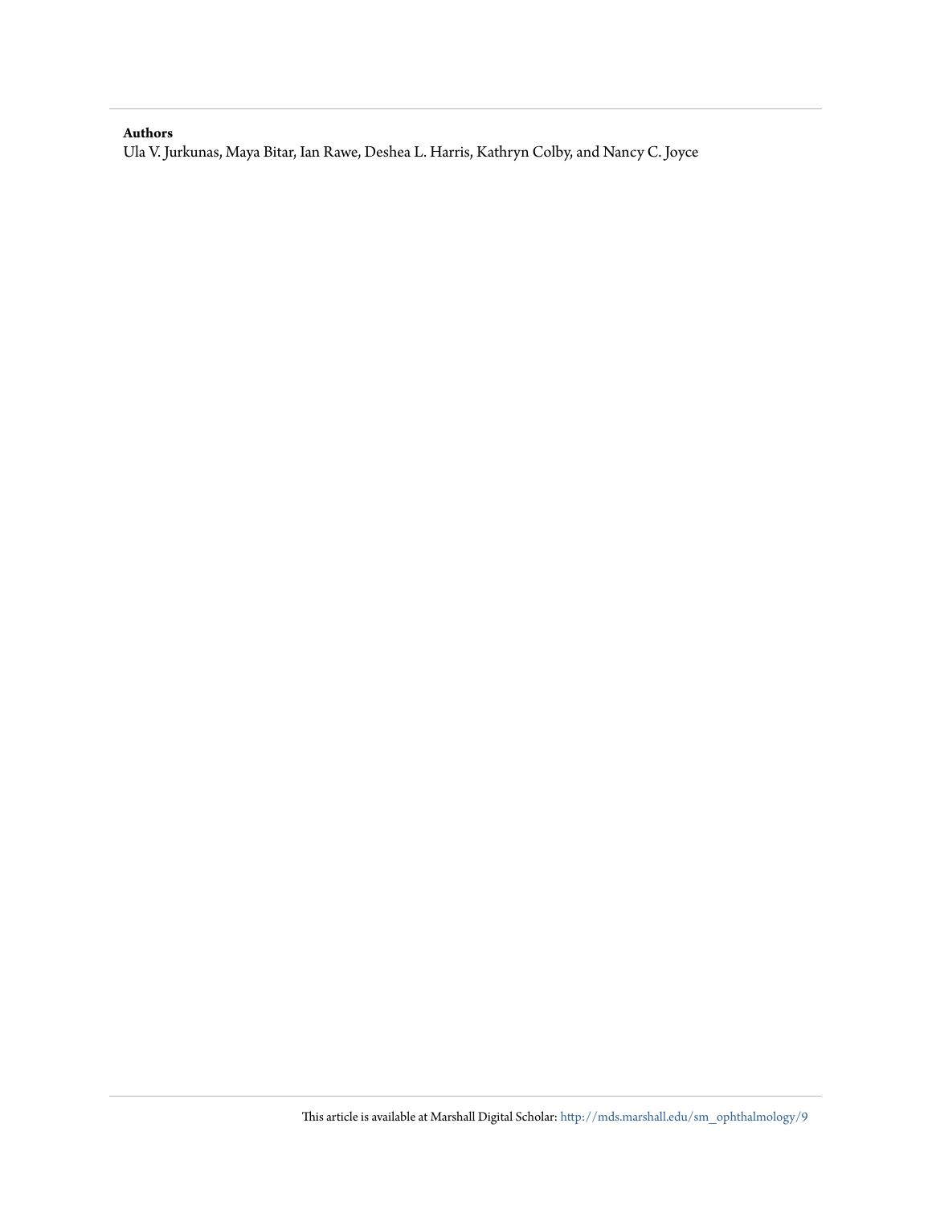**Authors**

Ula V. Jurkunas, Maya Bitar, Ian Rawe, Deshea L. Harris, Kathryn Colby, and Nancy C. Joyce

This article is available at Marshall Digital Scholar: http://mds.marshall.edu/sm_ophthalmology/9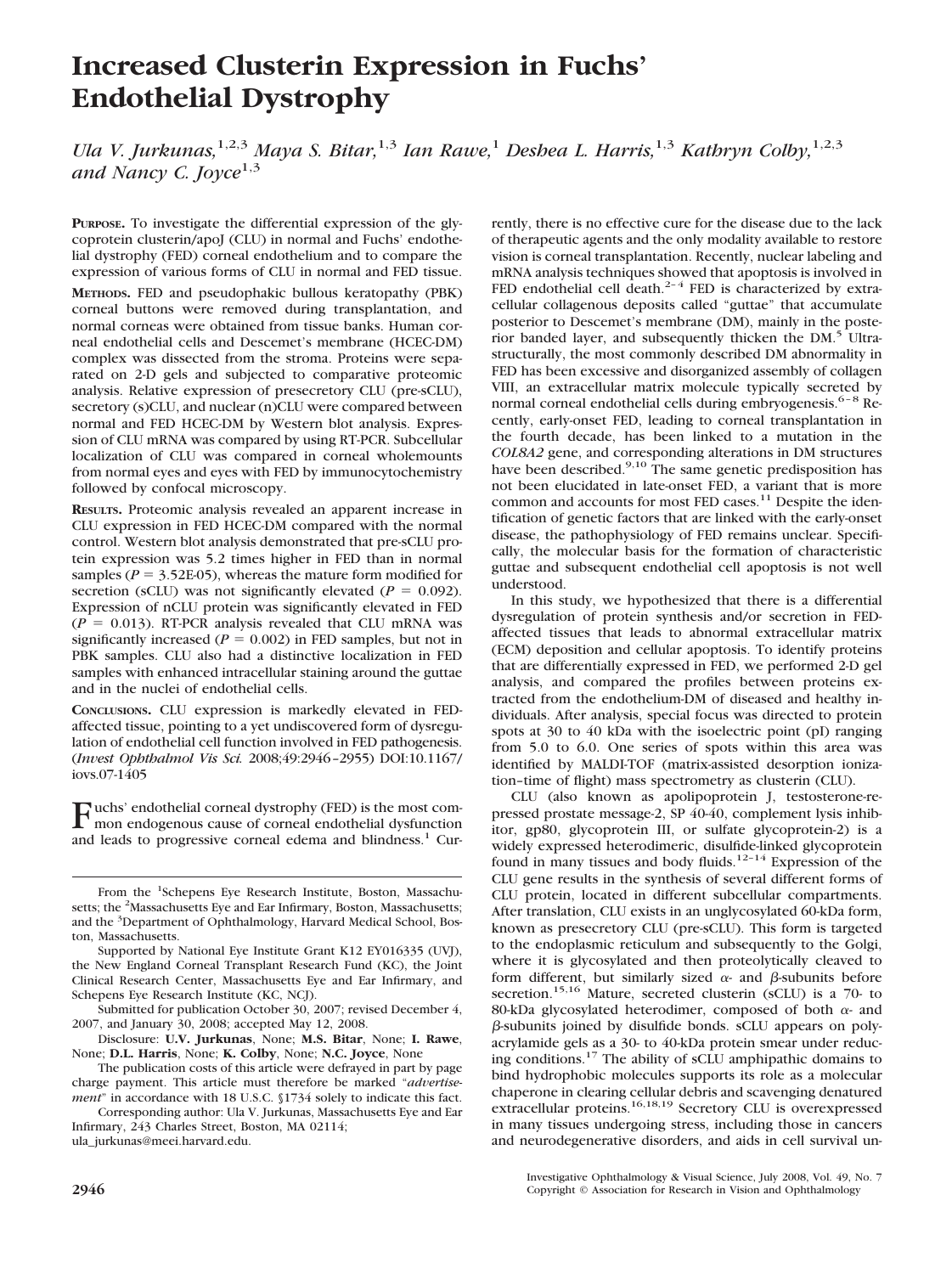# Increased Clusterin Expression in Fuchs' Endothelial Dystrophy

*Ula V. Jurkunas,*[1,2,3] *Maya S. Bitar,*[1,3] *Ian Rawe,*[1] *Deshea L. Harris,*[1,3] *Kathryn Colby,*[1,2,3] *and Nancy C. Joyce*[1,3]

**PURPOSE.** To investigate the differential expression of the glycoprotein clusterin/apoJ (CLU) in normal and Fuchs' endothelial dystrophy (FED) corneal endothelium and to compare the expression of various forms of CLU in normal and FED tissue.

**METHODS.** FED and pseudophakic bullous keratopathy (PBK) corneal buttons were removed during transplantation, and normal corneas were obtained from tissue banks. Human corneal endothelial cells and Descemet's membrane (HCEC-DM) complex was dissected from the stroma. Proteins were separated on 2-D gels and subjected to comparative proteomic analysis. Relative expression of presecretory CLU (pre-sCLU), secretory (s)CLU, and nuclear (n)CLU were compared between normal and FED HCEC-DM by Western blot analysis. Expression of CLU mRNA was compared by using RT-PCR. Subcellular localization of CLU was compared in corneal wholemounts from normal eyes and eyes with FED by immunocytochemistry followed by confocal microscopy.

**RESULTS.** Proteomic analysis revealed an apparent increase in CLU expression in FED HCEC-DM compared with the normal control. Western blot analysis demonstrated that pre-sCLU protein expression was 5.2 times higher in FED than in normal samples ($P = 3.52E\text{-}05$), whereas the mature form modified for secretion (sCLU) was not significantly elevated ($P = 0.092$). Expression of nCLU protein was significantly elevated in FED ($P = 0.013$). RT-PCR analysis revealed that CLU mRNA was significantly increased ($P = 0.002$) in FED samples, but not in PBK samples. CLU also had a distinctive localization in FED samples with enhanced intracellular staining around the guttae and in the nuclei of endothelial cells.

**CONCLUSIONS.** CLU expression is markedly elevated in FED-affected tissue, pointing to a yet undiscovered form of dysregulation of endothelial cell function involved in FED pathogenesis. (*Invest Ophthalmol Vis Sci.* 2008;49:2946–2955) DOI:10.1167/iovs.07-1405

Fuchs' endothelial corneal dystrophy (FED) is the most common endogenous cause of corneal endothelial dysfunction and leads to progressive corneal edema and blindness.[1] Currently, there is no effective cure for the disease due to the lack of therapeutic agents and the only modality available to restore vision is corneal transplantation. Recently, nuclear labeling and mRNA analysis techniques showed that apoptosis is involved in FED endothelial cell death.[2–4] FED is characterized by extracellular collagenous deposits called "guttae" that accumulate posterior to Descemet's membrane (DM), mainly in the posterior banded layer, and subsequently thicken the DM.[5] Ultrastructurally, the most commonly described DM abnormality in FED has been excessive and disorganized assembly of collagen VIII, an extracellular matrix molecule typically secreted by normal corneal endothelial cells during embryogenesis.[6–8] Recently, early-onset FED, leading to corneal transplantation in the fourth decade, has been linked to a mutation in the *COL8A2* gene, and corresponding alterations in DM structures have been described.[9,10] The same genetic predisposition has not been elucidated in late-onset FED, a variant that is more common and accounts for most FED cases.[11] Despite the identification of genetic factors that are linked with the early-onset disease, the pathophysiology of FED remains unclear. Specifically, the molecular basis for the formation of characteristic guttae and subsequent endothelial cell apoptosis is not well understood.

In this study, we hypothesized that there is a differential dysregulation of protein synthesis and/or secretion in FED-affected tissues that leads to abnormal extracellular matrix (ECM) deposition and cellular apoptosis. To identify proteins that are differentially expressed in FED, we performed 2-D gel analysis, and compared the profiles between proteins extracted from the endothelium-DM of diseased and healthy individuals. After analysis, special focus was directed to protein spots at 30 to 40 kDa with the isoelectric point (pI) ranging from 5.0 to 6.0. One series of spots within this area was identified by MALDI-TOF (matrix-assisted desorption ionization–time of flight) mass spectrometry as clusterin (CLU).

CLU (also known as apolipoprotein J, testosterone-repressed prostate message-2, SP 40-40, complement lysis inhibitor, gp80, glycoprotein III, or sulfate glycoprotein-2) is a widely expressed heterodimeric, disulfide-linked glycoprotein found in many tissues and body fluids.[12–14] Expression of the CLU gene results in the synthesis of several different forms of CLU protein, located in different subcellular compartments. After translation, CLU exists in an unglycosylated 60-kDa form, known as presecretory CLU (pre-sCLU). This form is targeted to the endoplasmic reticulum and subsequently to the Golgi, where it is glycosylated and then proteolytically cleaved to form different, but similarly sized α- and β-subunits before secretion.[15,16] Mature, secreted clusterin (sCLU) is a 70- to 80-kDa glycosylated heterodimer, composed of both α- and β-subunits joined by disulfide bonds. sCLU appears on polyacrylamide gels as a 30- to 40-kDa protein smear under reducing conditions.[17] The ability of sCLU amphipathic domains to bind hydrophobic molecules supports its role as a molecular chaperone in clearing cellular debris and scavenging denatured extracellular proteins.[16,18,19] Secretory CLU is overexpressed in many tissues undergoing stress, including those in cancers and neurodegenerative disorders, and aids in cell survival un-

From the [1]Schepens Eye Research Institute, Boston, Massachusetts; the [2]Massachusetts Eye and Ear Infirmary, Boston, Massachusetts; and the [3]Department of Ophthalmology, Harvard Medical School, Boston, Massachusetts.

Supported by National Eye Institute Grant K12 EY016335 (UVJ), the New England Corneal Transplant Research Fund (KC), the Joint Clinical Research Center, Massachusetts Eye and Ear Infirmary, and Schepens Eye Research Institute (KC, NCJ).

Submitted for publication October 30, 2007; revised December 4, 2007, and January 30, 2008; accepted May 12, 2008.

Disclosure: **U.V. Jurkunas**, None; **M.S. Bitar**, None; **I. Rawe**, None; **D.L. Harris**, None; **K. Colby**, None; **N.C. Joyce**, None

The publication costs of this article were defrayed in part by page charge payment. This article must therefore be marked "*advertisement*" in accordance with 18 U.S.C. §1734 solely to indicate this fact.

Corresponding author: Ula V. Jurkunas, Massachusetts Eye and Ear Infirmary, 243 Charles Street, Boston, MA 02114; ula_jurkunas@meei.harvard.edu.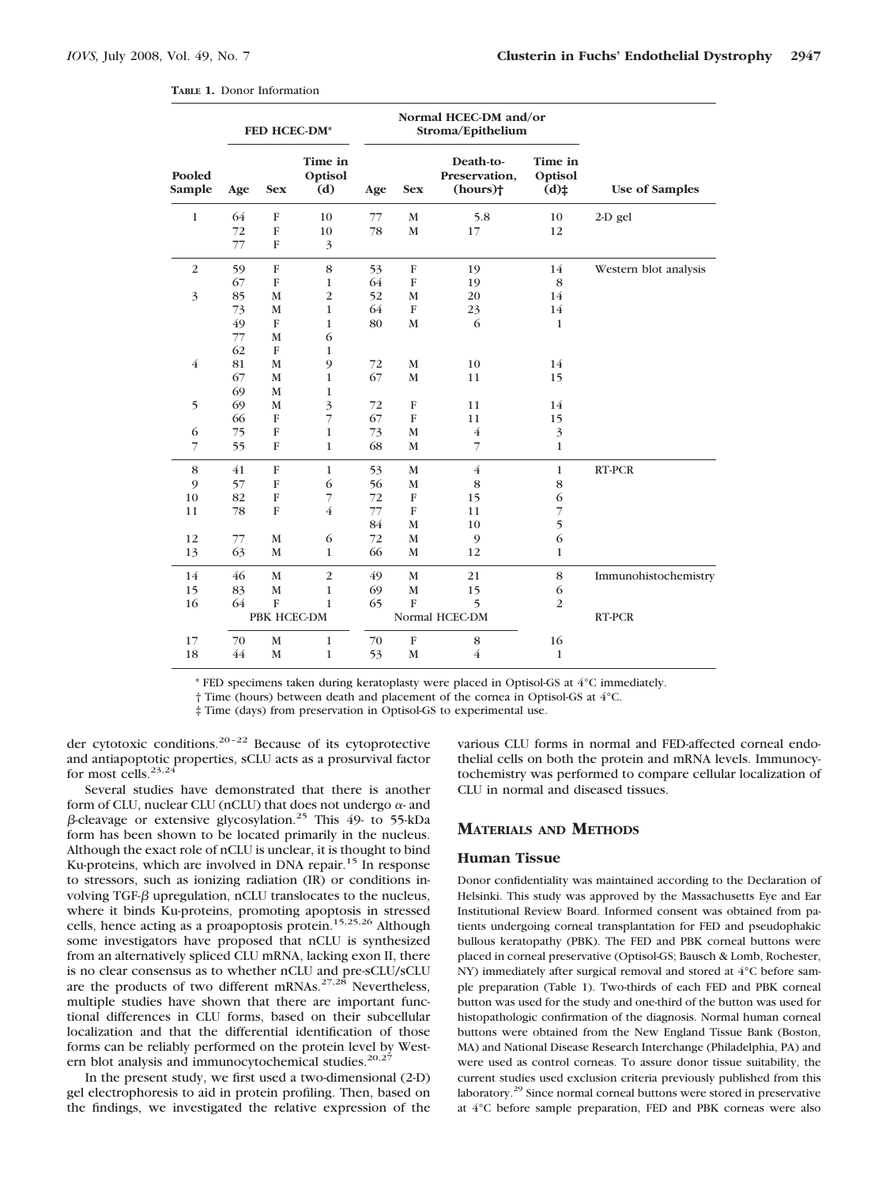**TABLE 1.** Donor Information

| Pooled Sample | FED HCEC-DM* | | | Normal HCEC-DM and/or Stroma/Epithelium | | | | Use of Samples |
|---|---|---|---|---|---|---|---|---|
| | Age | Sex | Time in Optisol (d) | Age | Sex | Death-to-Preservation, (hours)† | Time in Optisol (d)‡ | |
| 1 | 64 | F | 10 | 77 | M | 5.8 | 10 | 2-D gel |
| | 72 | F | 10 | 78 | M | 17 | 12 | |
| | 77 | F | 3 | | | | | |
| 2 | 59 | F | 8 | 53 | F | 19 | 14 | Western blot analysis |
| | 67 | F | 1 | 64 | F | 19 | 8 | |
| 3 | 85 | M | 2 | 52 | M | 20 | 14 | |
| | 73 | M | 1 | 64 | F | 23 | 14 | |
| | 49 | F | 1 | 80 | M | 6 | 1 | |
| | 77 | M | 6 | | | | | |
| | 62 | F | 1 | | | | | |
| 4 | 81 | M | 9 | 72 | M | 10 | 14 | |
| | 67 | M | 1 | 67 | M | 11 | 15 | |
| | 69 | M | 1 | | | | | |
| 5 | 69 | M | 3 | 72 | F | 11 | 14 | |
| | 66 | F | 7 | 67 | F | 11 | 15 | |
| 6 | 75 | F | 1 | 73 | M | 4 | 3 | |
| 7 | 55 | F | 1 | 68 | M | 7 | 1 | |
| 8 | 41 | F | 1 | 53 | M | 4 | 1 | RT-PCR |
| 9 | 57 | F | 6 | 56 | M | 8 | 8 | |
| 10 | 82 | F | 7 | 72 | F | 15 | 6 | |
| 11 | 78 | F | 4 | 77 | F | 11 | 7 | |
| | | | | 84 | M | 10 | 5 | |
| 12 | 77 | M | 6 | 72 | M | 9 | 6 | |
| 13 | 63 | M | 1 | 66 | M | 12 | 1 | |
| 14 | 46 | M | 2 | 49 | M | 21 | 8 | Immunohistochemistry |
| 15 | 83 | M | 1 | 69 | M | 15 | 6 | |
| 16 | 64 | F | 1 | 65 | F | 5 | 2 | |
| | PBK HCEC-DM | | | Normal HCEC-DM | | | | RT-PCR |
| 17 | 70 | M | 1 | 70 | F | 8 | 16 | |
| 18 | 44 | M | 1 | 53 | M | 4 | 1 | |

\* FED specimens taken during keratoplasty were placed in Optisol-GS at 4°C immediately.

† Time (hours) between death and placement of the cornea in Optisol-GS at 4°C.

‡ Time (days) from preservation in Optisol-GS to experimental use.

der cytotoxic conditions.[20–22] Because of its cytoprotective and antiapoptotic properties, sCLU acts as a prosurvival factor for most cells.[23,24]

Several studies have demonstrated that there is another form of CLU, nuclear CLU (nCLU) that does not undergo $\alpha$- and $\beta$-cleavage or extensive glycosylation.[25] This 49- to 55-kDa form has been shown to be located primarily in the nucleus. Although the exact role of nCLU is unclear, it is thought to bind Ku-proteins, which are involved in DNA repair.[15] In response to stressors, such as ionizing radiation (IR) or conditions involving TGF-$\beta$ upregulation, nCLU translocates to the nucleus, where it binds Ku-proteins, promoting apoptosis in stressed cells, hence acting as a proapoptosis protein.[15,25,26] Although some investigators have proposed that nCLU is synthesized from an alternatively spliced CLU mRNA, lacking exon II, there is no clear consensus as to whether nCLU and pre-sCLU/sCLU are the products of two different mRNAs.[27,28] Nevertheless, multiple studies have shown that there are important functional differences in CLU forms, based on their subcellular localization and that the differential identification of those forms can be reliably performed on the protein level by Western blot analysis and immunocytochemical studies.[20,27]

In the present study, we first used a two-dimensional (2-D) gel electrophoresis to aid in protein profiling. Then, based on the findings, we investigated the relative expression of the various CLU forms in normal and FED-affected corneal endothelial cells on both the protein and mRNA levels. Immunocytochemistry was performed to compare cellular localization of CLU in normal and diseased tissues.

## MATERIALS AND METHODS

### Human Tissue

Donor confidentiality was maintained according to the Declaration of Helsinki. This study was approved by the Massachusetts Eye and Ear Institutional Review Board. Informed consent was obtained from patients undergoing corneal transplantation for FED and pseudophakic bullous keratopathy (PBK). The FED and PBK corneal buttons were placed in corneal preservative (Optisol-GS; Bausch & Lomb, Rochester, NY) immediately after surgical removal and stored at 4°C before sample preparation (Table 1). Two-thirds of each FED and PBK corneal button was used for the study and one-third of the button was used for histopathologic confirmation of the diagnosis. Normal human corneal buttons were obtained from the New England Tissue Bank (Boston, MA) and National Disease Research Interchange (Philadelphia, PA) and were used as control corneas. To assure donor tissue suitability, the current studies used exclusion criteria previously published from this laboratory.[29] Since normal corneal buttons were stored in preservative at 4°C before sample preparation, FED and PBK corneas were also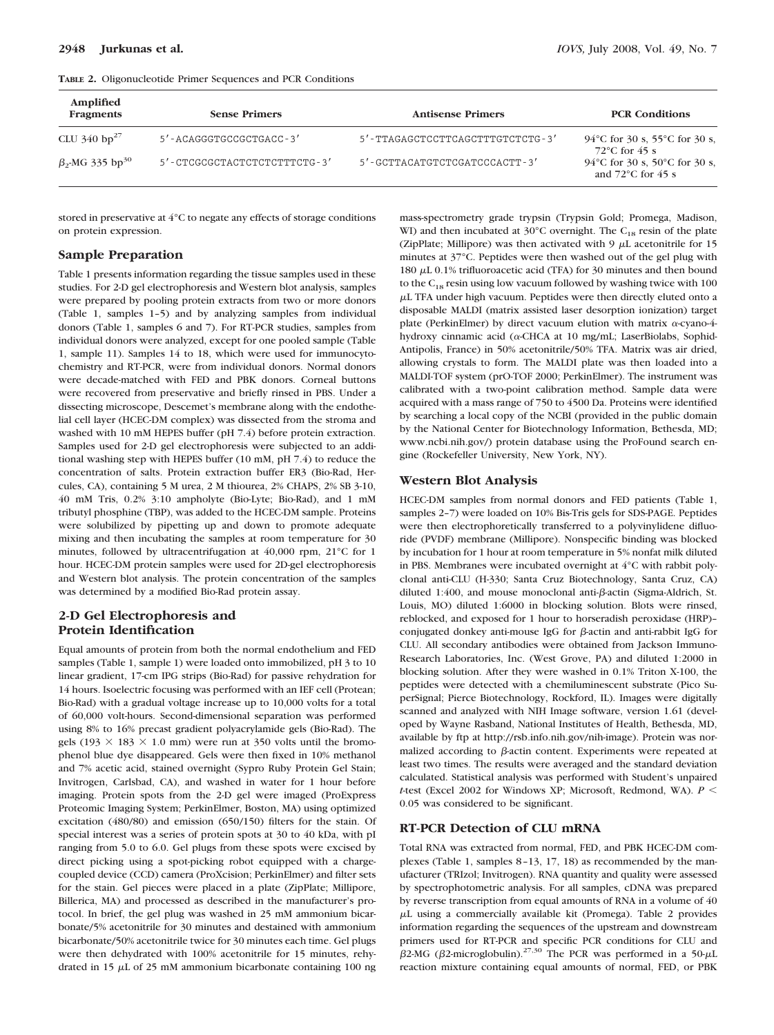**TABLE 2.** Oligonucleotide Primer Sequences and PCR Conditions

| Amplified Fragments | Sense Primers | Antisense Primers | PCR Conditions |
|---|---|---|---|
| CLU 340 bp[27] | 5′-ACAGGGTGCCGCTGACC-3′ | 5′-TTAGAGCTCCTTCAGCTTTGTCTCTG-3′ | 94°C for 30 s, 55°C for 30 s, 72°C for 45 s |
| $\beta_2$-MG 335 bp[30] | 5′-CTCGCGCTACTCTCTCTTTCTG-3′ | 5′-GCTTACATGTCTCGATCCCACTT-3′ | 94°C for 30 s, 50°C for 30 s, and 72°C for 45 s |

stored in preservative at 4°C to negate any effects of storage conditions on protein expression.

## Sample Preparation

Table 1 presents information regarding the tissue samples used in these studies. For 2-D gel electrophoresis and Western blot analysis, samples were prepared by pooling protein extracts from two or more donors (Table 1, samples 1–5) and by analyzing samples from individual donors (Table 1, samples 6 and 7). For RT-PCR studies, samples from individual donors were analyzed, except for one pooled sample (Table 1, sample 11). Samples 14 to 18, which were used for immunocytochemistry and RT-PCR, were from individual donors. Normal donors were decade-matched with FED and PBK donors. Corneal buttons were recovered from preservative and briefly rinsed in PBS. Under a dissecting microscope, Descemet's membrane along with the endothelial cell layer (HCEC-DM complex) was dissected from the stroma and washed with 10 mM HEPES buffer (pH 7.4) before protein extraction. Samples used for 2-D gel electrophoresis were subjected to an additional washing step with HEPES buffer (10 mM, pH 7.4) to reduce the concentration of salts. Protein extraction buffer ER3 (Bio-Rad, Hercules, CA), containing 5 M urea, 2 M thiourea, 2% CHAPS, 2% SB 3-10, 40 mM Tris, 0.2% 3:10 ampholyte (Bio-Lyte; Bio-Rad), and 1 mM tributyl phosphine (TBP), was added to the HCEC-DM sample. Proteins were solubilized by pipetting up and down to promote adequate mixing and then incubating the samples at room temperature for 30 minutes, followed by ultracentrifugation at 40,000 rpm, 21°C for 1 hour. HCEC-DM protein samples were used for 2D-gel electrophoresis and Western blot analysis. The protein concentration of the samples was determined by a modified Bio-Rad protein assay.

## 2-D Gel Electrophoresis and Protein Identification

Equal amounts of protein from both the normal endothelium and FED samples (Table 1, sample 1) were loaded onto immobilized, pH 3 to 10 linear gradient, 17-cm IPG strips (Bio-Rad) for passive rehydration for 14 hours. Isoelectric focusing was performed with an IEF cell (Protean; Bio-Rad) with a gradual voltage increase up to 10,000 volts for a total of 60,000 volt-hours. Second-dimensional separation was performed using 8% to 16% precast gradient polyacrylamide gels (Bio-Rad). The gels (193 × 183 × 1.0 mm) were run at 350 volts until the bromophenol blue dye disappeared. Gels were then fixed in 10% methanol and 7% acetic acid, stained overnight (Sypro Ruby Protein Gel Stain; Invitrogen, Carlsbad, CA), and washed in water for 1 hour before imaging. Protein spots from the 2-D gel were imaged (ProExpress Proteomic Imaging System; PerkinElmer, Boston, MA) using optimized excitation (480/80) and emission (650/150) filters for the stain. Of special interest was a series of protein spots at 30 to 40 kDa, with pI ranging from 5.0 to 6.0. Gel plugs from these spots were excised by direct picking using a spot-picking robot equipped with a charge-coupled device (CCD) camera (ProXcision; PerkinElmer) and filter sets for the stain. Gel pieces were placed in a plate (ZipPlate; Millipore, Billerica, MA) and processed as described in the manufacturer's protocol. In brief, the gel plug was washed in 25 mM ammonium bicarbonate/5% acetonitrile for 30 minutes and destained with ammonium bicarbonate/50% acetonitrile twice for 30 minutes each time. Gel plugs were then dehydrated with 100% acetonitrile for 15 minutes, rehydrated in 15 μL of 25 mM ammonium bicarbonate containing 100 ng mass-spectrometry grade trypsin (Trypsin Gold; Promega, Madison, WI) and then incubated at 30°C overnight. The $C_{18}$ resin of the plate (ZipPlate; Millipore) was then activated with 9 μL acetonitrile for 15 minutes at 37°C. Peptides were then washed out of the gel plug with 180 μL 0.1% trifluoroacetic acid (TFA) for 30 minutes and then bound to the $C_{18}$ resin using low vacuum followed by washing twice with 100 μL TFA under high vacuum. Peptides were then directly eluted onto a disposable MALDI (matrix assisted laser desorption ionization) target plate (PerkinElmer) by direct vacuum elution with matrix α-cyano-4-hydroxy cinnamic acid (α-CHCA at 10 mg/mL; LaserBiolabs, Sophid-Antipolis, France) in 50% acetonitrile/50% TFA. Matrix was air dried, allowing crystals to form. The MALDI plate was then loaded into a MALDI-TOF system (prO-TOF 2000; PerkinElmer). The instrument was calibrated with a two-point calibration method. Sample data were acquired with a mass range of 750 to 4500 Da. Proteins were identified by searching a local copy of the NCBI (provided in the public domain by the National Center for Biotechnology Information, Bethesda, MD; www.ncbi.nih.gov/) protein database using the ProFound search engine (Rockefeller University, New York, NY).

## Western Blot Analysis

HCEC-DM samples from normal donors and FED patients (Table 1, samples 2–7) were loaded on 10% Bis-Tris gels for SDS-PAGE. Peptides were then electrophoretically transferred to a polyvinylidene difluoride (PVDF) membrane (Millipore). Nonspecific binding was blocked by incubation for 1 hour at room temperature in 5% nonfat milk diluted in PBS. Membranes were incubated overnight at 4°C with rabbit polyclonal anti-CLU (H-330; Santa Cruz Biotechnology, Santa Cruz, CA) diluted 1:400, and mouse monoclonal anti-β-actin (Sigma-Aldrich, St. Louis, MO) diluted 1:6000 in blocking solution. Blots were rinsed, reblocked, and exposed for 1 hour to horseradish peroxidase (HRP)–conjugated donkey anti-mouse IgG for β-actin and anti-rabbit IgG for CLU. All secondary antibodies were obtained from Jackson ImmunoResearch Laboratories, Inc. (West Grove, PA) and diluted 1:2000 in blocking solution. After they were washed in 0.1% Triton X-100, the peptides were detected with a chemiluminescent substrate (Pico SuperSignal; Pierce Biotechnology, Rockford, IL). Images were digitally scanned and analyzed with NIH Image software, version 1.61 (developed by Wayne Rasband, National Institutes of Health, Bethesda, MD, available by ftp at http://rsb.info.nih.gov/nih-image). Protein was normalized according to β-actin content. Experiments were repeated at least two times. The results were averaged and the standard deviation calculated. Statistical analysis was performed with Student's unpaired *t*-test (Excel 2002 for Windows XP; Microsoft, Redmond, WA). $P < 0.05$ was considered to be significant.

## RT-PCR Detection of CLU mRNA

Total RNA was extracted from normal, FED, and PBK HCEC-DM complexes (Table 1, samples 8–13, 17, 18) as recommended by the manufacturer (TRIzol; Invitrogen). RNA quantity and quality were assessed by spectrophotometric analysis. For all samples, cDNA was prepared by reverse transcription from equal amounts of RNA in a volume of 40 μL using a commercially available kit (Promega). Table 2 provides information regarding the sequences of the upstream and downstream primers used for RT-PCR and specific PCR conditions for CLU and β2-MG (β2-microglobulin).[27,30] The PCR was performed in a 50-μL reaction mixture containing equal amounts of normal, FED, or PBK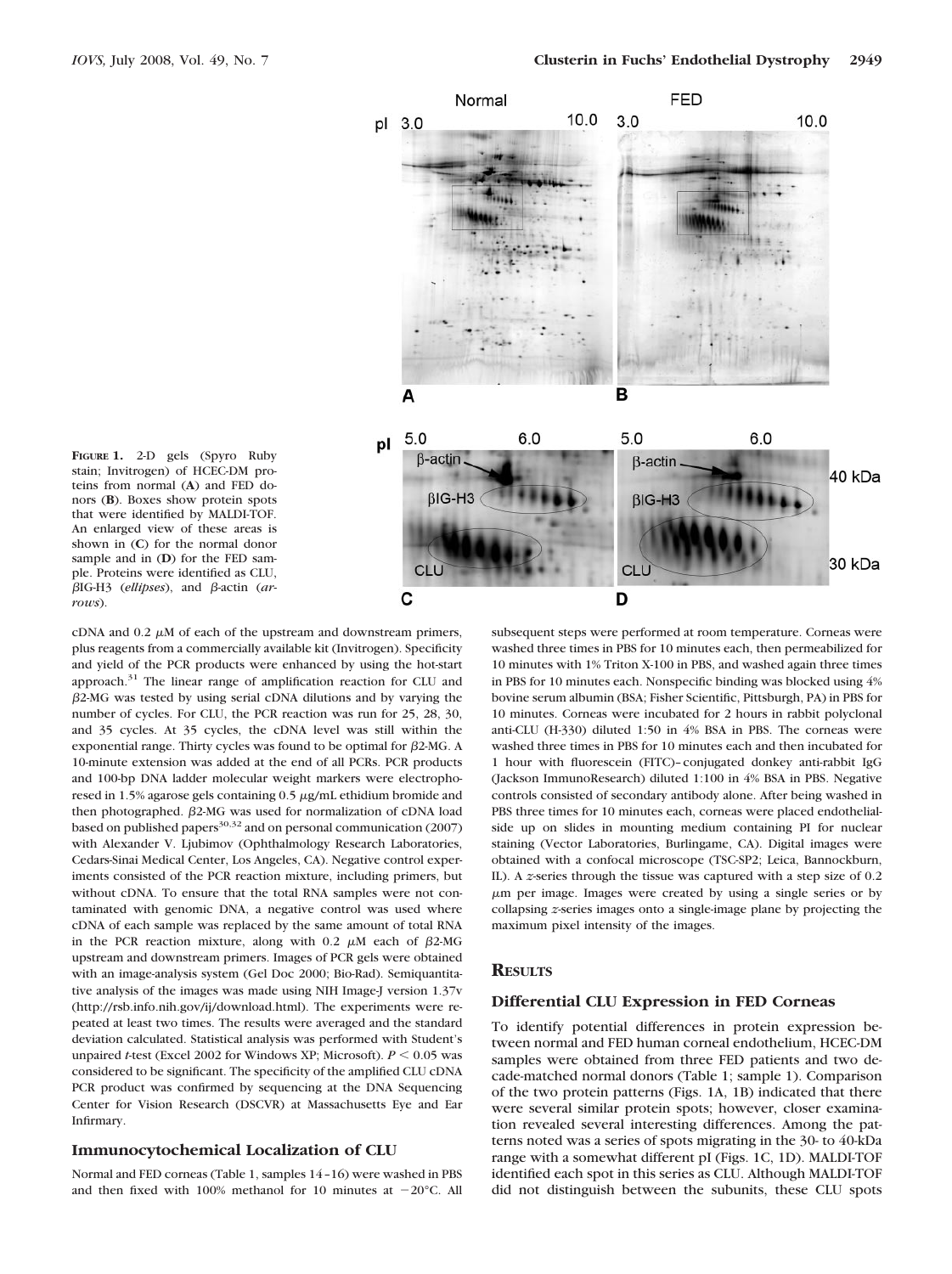**FIGURE 1.** 2-D gels (Spyro Ruby stain; Invitrogen) of HCEC-DM proteins from normal (**A**) and FED donors (**B**). Boxes show protein spots that were identified by MALDI-TOF. An enlarged view of these areas is shown in (**C**) for the normal donor sample and in (**D**) for the FED sample. Proteins were identified as CLU, βIG-H3 (*ellipses*), and β-actin (*arrows*).

Normal
FED
pI 3.0 10.0 3.0 10.0
A
B
pI 5.0 6.0 5.0 6.0
β-actin
βIG-H3
CLU
β-actin
βIG-H3
CLU
40 kDa
30 kDa
C
D

cDNA and 0.2 μM of each of the upstream and downstream primers, plus reagents from a commercially available kit (Invitrogen). Specificity and yield of the PCR products were enhanced by using the hot-start approach.[31] The linear range of amplification reaction for CLU and β2-MG was tested by using serial cDNA dilutions and by varying the number of cycles. For CLU, the PCR reaction was run for 25, 28, 30, and 35 cycles. At 35 cycles, the cDNA level was still within the exponential range. Thirty cycles was found to be optimal for β2-MG. A 10-minute extension was added at the end of all PCRs. PCR products and 100-bp DNA ladder molecular weight markers were electrophoresed in 1.5% agarose gels containing 0.5 μg/mL ethidium bromide and then photographed. β2-MG was used for normalization of cDNA load based on published papers[30,32] and on personal communication (2007) with Alexander V. Ljubimov (Ophthalmology Research Laboratories, Cedars-Sinai Medical Center, Los Angeles, CA). Negative control experiments consisted of the PCR reaction mixture, including primers, but without cDNA. To ensure that the total RNA samples were not contaminated with genomic DNA, a negative control was used where cDNA of each sample was replaced by the same amount of total RNA in the PCR reaction mixture, along with 0.2 μM each of β2-MG upstream and downstream primers. Images of PCR gels were obtained with an image-analysis system (Gel Doc 2000; Bio-Rad). Semiquantitative analysis of the images was made using NIH Image-J version 1.37v (http://rsb.info.nih.gov/ij/download.html). The experiments were repeated at least two times. The results were averaged and the standard deviation calculated. Statistical analysis was performed with Student's unpaired *t*-test (Excel 2002 for Windows XP; Microsoft). $P < 0.05$ was considered to be significant. The specificity of the amplified CLU cDNA PCR product was confirmed by sequencing at the DNA Sequencing Center for Vision Research (DSCVR) at Massachusetts Eye and Ear Infirmary.

### Immunocytochemical Localization of CLU

Normal and FED corneas (Table 1, samples 14–16) were washed in PBS and then fixed with 100% methanol for 10 minutes at −20°C. All subsequent steps were performed at room temperature. Corneas were washed three times in PBS for 10 minutes each, then permeabilized for 10 minutes with 1% Triton X-100 in PBS, and washed again three times in PBS for 10 minutes each. Nonspecific binding was blocked using 4% bovine serum albumin (BSA; Fisher Scientific, Pittsburgh, PA) in PBS for 10 minutes. Corneas were incubated for 2 hours in rabbit polyclonal anti-CLU (H-330) diluted 1:50 in 4% BSA in PBS. The corneas were washed three times in PBS for 10 minutes each and then incubated for 1 hour with fluorescein (FITC)–conjugated donkey anti-rabbit IgG (Jackson ImmunoResearch) diluted 1:100 in 4% BSA in PBS. Negative controls consisted of secondary antibody alone. After being washed in PBS three times for 10 minutes each, corneas were placed endothelial-side up on slides in mounting medium containing PI for nuclear staining (Vector Laboratories, Burlingame, CA). Digital images were obtained with a confocal microscope (TSC-SP2; Leica, Bannockburn, IL). A *z*-series through the tissue was captured with a step size of 0.2 μm per image. Images were created by using a single series or by collapsing *z*-series images onto a single-image plane by projecting the maximum pixel intensity of the images.

## Results

### Differential CLU Expression in FED Corneas

To identify potential differences in protein expression between normal and FED human corneal endothelium, HCEC-DM samples were obtained from three FED patients and two decade-matched normal donors (Table 1; sample 1). Comparison of the two protein patterns (Figs. 1A, 1B) indicated that there were several similar protein spots; however, closer examination revealed several interesting differences. Among the patterns noted was a series of spots migrating in the 30- to 40-kDa range with a somewhat different pI (Figs. 1C, 1D). MALDI-TOF identified each spot in this series as CLU. Although MALDI-TOF did not distinguish between the subunits, these CLU spots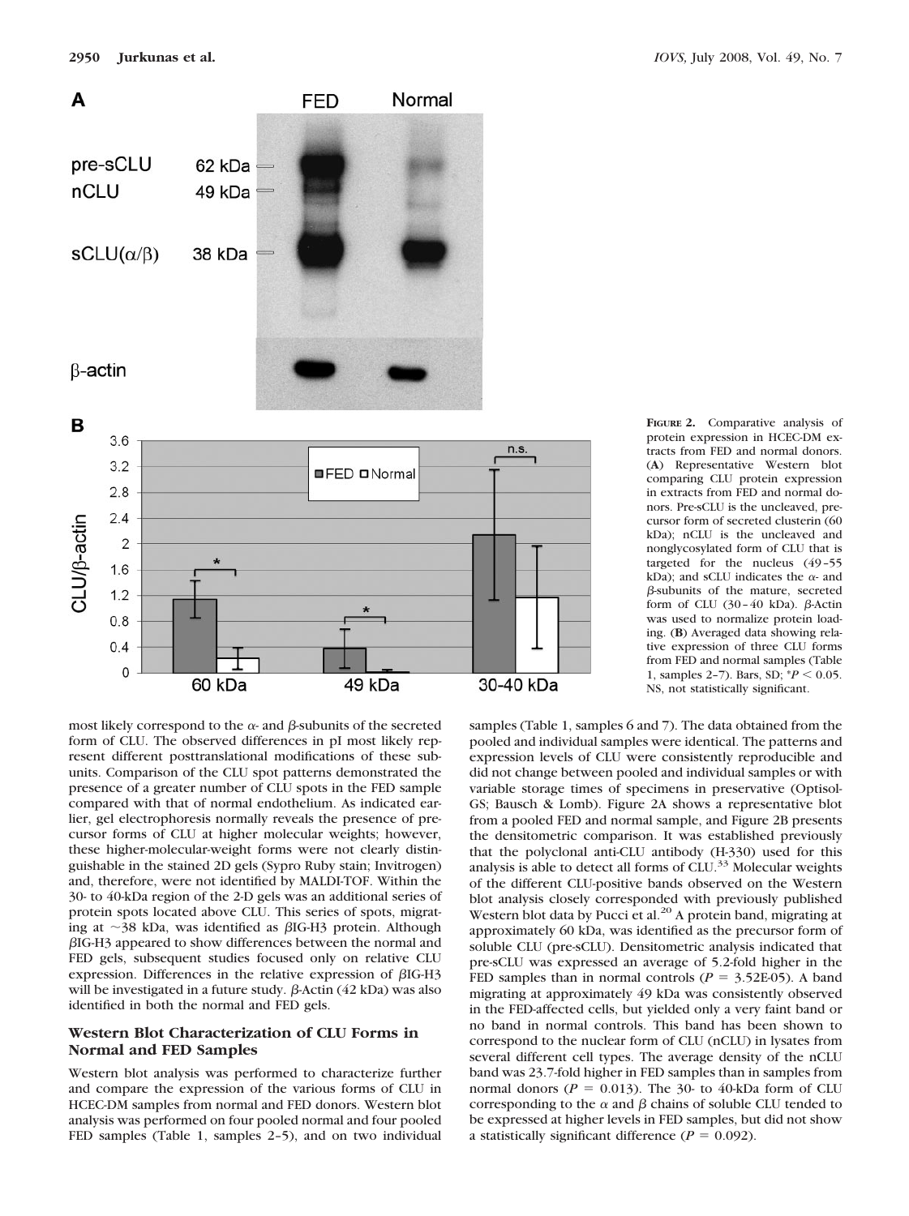A

FED Normal

pre-sCLU 62 kDa

nCLU 49 kDa

sCLU(α/β) 38 kDa

β-actin

B

CLU/β-actin

3.6
3.2
2.8
2.4
2
1.6
1.2
0.8
0.4
0

FED Normal

\*

\*

n.s.

60 kDa 49 kDa 30-40 kDa

**Figure 2.** Comparative analysis of protein expression in HCEC-DM extracts from FED and normal donors. (**A**) Representative Western blot comparing CLU protein expression in extracts from FED and normal donors. Pre-sCLU is the uncleaved, precursor form of secreted clusterin (60 kDa); nCLU is the uncleaved and nonglycosylated form of CLU that is targeted for the nucleus (49–55 kDa); and sCLU indicates the α- and β-subunits of the mature, secreted form of CLU (30–40 kDa). β-Actin was used to normalize protein loading. (**B**) Averaged data showing relative expression of three CLU forms from FED and normal samples (Table 1, samples 2–7). Bars, SD; \*$P < 0.05$. NS, not statistically significant.

most likely correspond to the α- and β-subunits of the secreted form of CLU. The observed differences in pI most likely represent different posttranslational modifications of these subunits. Comparison of the CLU spot patterns demonstrated the presence of a greater number of CLU spots in the FED sample compared with that of normal endothelium. As indicated earlier, gel electrophoresis normally reveals the presence of precursor forms of CLU at higher molecular weights; however, these higher-molecular-weight forms were not clearly distinguishable in the stained 2D gels (Sypro Ruby stain; Invitrogen) and, therefore, were not identified by MALDI-TOF. Within the 30- to 40-kDa region of the 2-D gels was an additional series of protein spots located above CLU. This series of spots, migrating at ~38 kDa, was identified as βIG-H3 protein. Although βIG-H3 appeared to show differences between the normal and FED gels, subsequent studies focused only on relative CLU expression. Differences in the relative expression of βIG-H3 will be investigated in a future study. β-Actin (42 kDa) was also identified in both the normal and FED gels.

### Western Blot Characterization of CLU Forms in Normal and FED Samples

Western blot analysis was performed to characterize further and compare the expression of the various forms of CLU in HCEC-DM samples from normal and FED donors. Western blot analysis was performed on four pooled normal and four pooled FED samples (Table 1, samples 2–5), and on two individual samples (Table 1, samples 6 and 7). The data obtained from the pooled and individual samples were identical. The patterns and expression levels of CLU were consistently reproducible and did not change between pooled and individual samples or with variable storage times of specimens in preservative (Optisol-GS; Bausch & Lomb). Figure 2A shows a representative blot from a pooled FED and normal sample, and Figure 2B presents the densitometric comparison. It was established previously that the polyclonal anti-CLU antibody (H-330) used for this analysis is able to detect all forms of CLU.[33] Molecular weights of the different CLU-positive bands observed on the Western blot analysis closely corresponded with previously published Western blot data by Pucci et al.[20] A protein band, migrating at approximately 60 kDa, was identified as the precursor form of soluble CLU (pre-sCLU). Densitometric analysis indicated that pre-sCLU was expressed an average of 5.2-fold higher in the FED samples than in normal controls ($P = 3.52\text{E-}05$). A band migrating at approximately 49 kDa was consistently observed in the FED-affected cells, but yielded only a very faint band or no band in normal controls. This band has been shown to correspond to the nuclear form of CLU (nCLU) in lysates from several different cell types. The average density of the nCLU band was 23.7-fold higher in FED samples than in samples from normal donors ($P = 0.013$). The 30- to 40-kDa form of CLU corresponding to the α and β chains of soluble CLU tended to be expressed at higher levels in FED samples, but did not show a statistically significant difference ($P = 0.092$).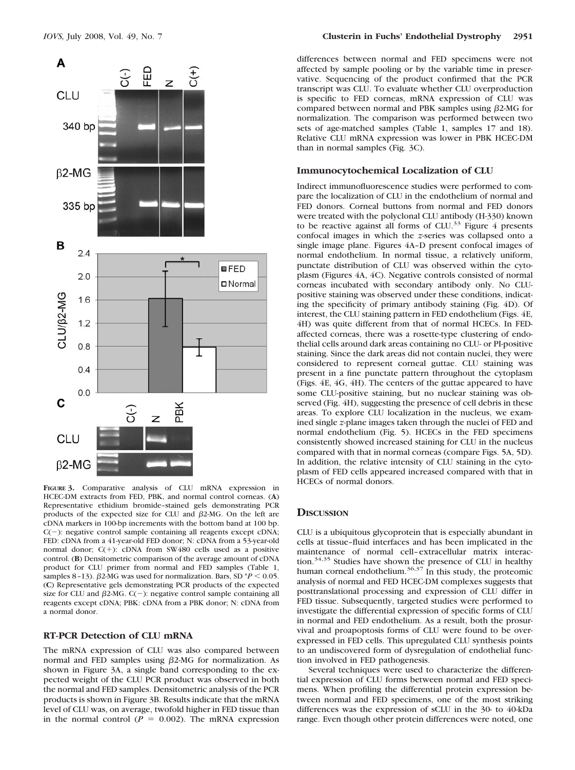A

C(−) FED N C(+)

CLU

340 bp

β2-MG

335 bp

B

2.4
2.0
1.6
1.2
0.8
0.4
0.0

CLU/β2-MG

*

FED
Normal

C

C(−) N PBK

CLU

β2-MG

**Figure 3.** Comparative analysis of CLU mRNA expression in HCEC-DM extracts from FED, PBK, and normal control corneas. (**A**) Representative ethidium bromide–stained gels demonstrating PCR products of the expected size for CLU and β2-MG. On the left are cDNA markers in 100-bp increments with the bottom band at 100 bp. C(−): negative control sample containing all reagents except cDNA; FED: cDNA from a 41-year-old FED donor; N: cDNA from a 53-year-old normal donor; C(+): cDNA from SW480 cells used as a positive control. (**B**) Densitometric comparison of the average amount of cDNA product for CLU primer from normal and FED samples (Table 1, samples 8–13). β2-MG was used for normalization. Bars, SD $^*P < 0.05$. (**C**) Representative gels demonstrating PCR products of the expected size for CLU and β2-MG. C(−): negative control sample containing all reagents except cDNA; PBK: cDNA from a PBK donor; N: cDNA from a normal donor.

### RT-PCR Detection of CLU mRNA

The mRNA expression of CLU was also compared between normal and FED samples using β2-MG for normalization. As shown in Figure 3A, a single band corresponding to the expected weight of the CLU PCR product was observed in both the normal and FED samples. Densitometric analysis of the PCR products is shown in Figure 3B. Results indicate that the mRNA level of CLU was, on average, twofold higher in FED tissue than in the normal control ($P = 0.002$). The mRNA expression differences between normal and FED specimens were not affected by sample pooling or by the variable time in preservative. Sequencing of the product confirmed that the PCR transcript was CLU. To evaluate whether CLU overproduction is specific to FED corneas, mRNA expression of CLU was compared between normal and PBK samples using β2-MG for normalization. The comparison was performed between two sets of age-matched samples (Table 1, samples 17 and 18). Relative CLU mRNA expression was lower in PBK HCEC-DM than in normal samples (Fig. 3C).

### Immunocytochemical Localization of CLU

Indirect immunofluorescence studies were performed to compare the localization of CLU in the endothelium of normal and FED donors. Corneal buttons from normal and FED donors were treated with the polyclonal CLU antibody (H-330) known to be reactive against all forms of CLU.[33] Figure 4 presents confocal images in which the *z*-series was collapsed onto a single image plane. Figures 4A–D present confocal images of normal endothelium. In normal tissue, a relatively uniform, punctate distribution of CLU was observed within the cytoplasm (Figures 4A, 4C). Negative controls consisted of normal corneas incubated with secondary antibody only. No CLU-positive staining was observed under these conditions, indicating the specificity of primary antibody staining (Fig. 4D). Of interest, the CLU staining pattern in FED endothelium (Figs. 4E, 4H) was quite different from that of normal HCECs. In FED-affected corneas, there was a rosette-type clustering of endothelial cells around dark areas containing no CLU- or PI-positive staining. Since the dark areas did not contain nuclei, they were considered to represent corneal guttae. CLU staining was present in a fine punctate pattern throughout the cytoplasm (Figs. 4E, 4G, 4H). The centers of the guttae appeared to have some CLU-positive staining, but no nuclear staining was observed (Fig. 4H), suggesting the presence of cell debris in these areas. To explore CLU localization in the nucleus, we examined single *z*-plane images taken through the nuclei of FED and normal endothelium (Fig. 5). HCECs in the FED specimens consistently showed increased staining for CLU in the nucleus compared with that in normal corneas (compare Figs. 5A, 5D). In addition, the relative intensity of CLU staining in the cytoplasm of FED cells appeared increased compared with that in HCECs of normal donors.

## Discussion

CLU is a ubiquitous glycoprotein that is especially abundant in cells at tissue–fluid interfaces and has been implicated in the maintenance of normal cell–extracellular matrix interaction.[34,35] Studies have shown the presence of CLU in healthy human corneal endothelium.[36,37] In this study, the proteomic analysis of normal and FED HCEC-DM complexes suggests that posttranslational processing and expression of CLU differ in FED tissue. Subsequently, targeted studies were performed to investigate the differential expression of specific forms of CLU in normal and FED endothelium. As a result, both the prosurvival and proapoptosis forms of CLU were found to be overexpressed in FED cells. This upregulated CLU synthesis points to an undiscovered form of dysregulation of endothelial function involved in FED pathogenesis.

Several techniques were used to characterize the differential expression of CLU forms between normal and FED specimens. When profiling the differential protein expression between normal and FED specimens, one of the most striking differences was the expression of sCLU in the 30- to 40-kDa range. Even though other protein differences were noted, one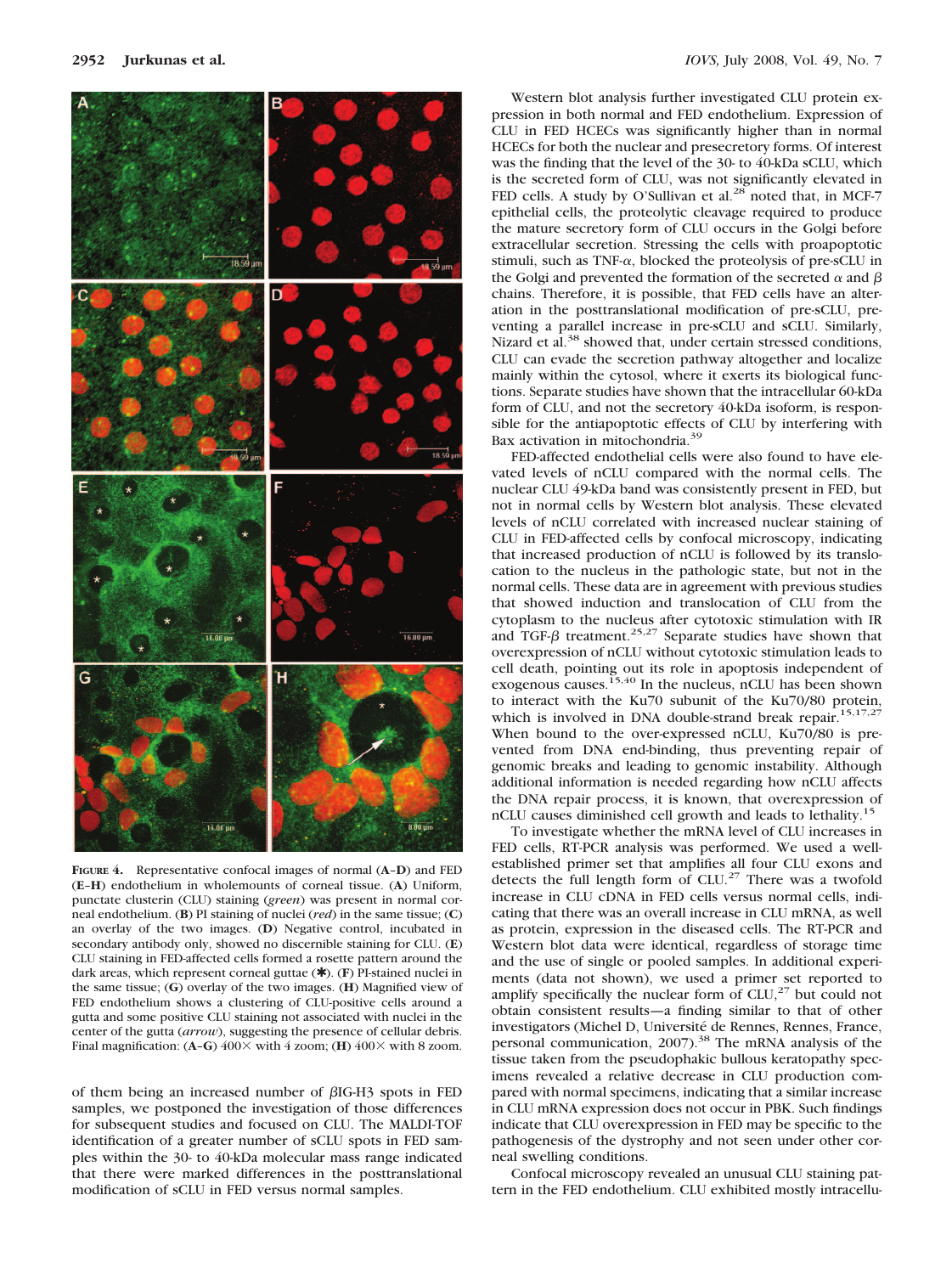**FIGURE 4.** Representative confocal images of normal (**A**–**D**) and FED (**E**–**H**) endothelium in wholemounts of corneal tissue. (**A**) Uniform, punctate clusterin (CLU) staining (*green*) was present in normal corneal endothelium. (**B**) PI staining of nuclei (*red*) in the same tissue; (**C**) an overlay of the two images. (**D**) Negative control, incubated in secondary antibody only, showed no discernible staining for CLU. (**E**) CLU staining in FED-affected cells formed a rosette pattern around the dark areas, which represent corneal guttae (✱). (**F**) PI-stained nuclei in the same tissue; (**G**) overlay of the two images. (**H**) Magnified view of FED endothelium shows a clustering of CLU-positive cells around a gutta and some positive CLU staining not associated with nuclei in the center of the gutta (*arrow*), suggesting the presence of cellular debris. Final magnification: (**A**–**G**) 400× with 4 zoom; (**H**) 400× with 8 zoom.

of them being an increased number of βIG-H3 spots in FED samples, we postponed the investigation of those differences for subsequent studies and focused on CLU. The MALDI-TOF identification of a greater number of sCLU spots in FED samples within the 30- to 40-kDa molecular mass range indicated that there were marked differences in the posttranslational modification of sCLU in FED versus normal samples.

Western blot analysis further investigated CLU protein expression in both normal and FED endothelium. Expression of CLU in FED HCECs was significantly higher than in normal HCECs for both the nuclear and presecretory forms. Of interest was the finding that the level of the 30- to 40-kDa sCLU, which is the secreted form of CLU, was not significantly elevated in FED cells. A study by O'Sullivan et al.[28] noted that, in MCF-7 epithelial cells, the proteolytic cleavage required to produce the mature secretory form of CLU occurs in the Golgi before extracellular secretion. Stressing the cells with proapoptotic stimuli, such as TNF-α, blocked the proteolysis of pre-sCLU in the Golgi and prevented the formation of the secreted α and β chains. Therefore, it is possible, that FED cells have an alteration in the posttranslational modification of pre-sCLU, preventing a parallel increase in pre-sCLU and sCLU. Similarly, Nizard et al.[38] showed that, under certain stressed conditions, CLU can evade the secretion pathway altogether and localize mainly within the cytosol, where it exerts its biological functions. Separate studies have shown that the intracellular 60-kDa form of CLU, and not the secretory 40-kDa isoform, is responsible for the antiapoptotic effects of CLU by interfering with Bax activation in mitochondria.[39]

FED-affected endothelial cells were also found to have elevated levels of nCLU compared with the normal cells. The nuclear CLU 49-kDa band was consistently present in FED, but not in normal cells by Western blot analysis. These elevated levels of nCLU correlated with increased nuclear staining of CLU in FED-affected cells by confocal microscopy, indicating that increased production of nCLU is followed by its translocation to the nucleus in the pathologic state, but not in the normal cells. These data are in agreement with previous studies that showed induction and translocation of CLU from the cytoplasm to the nucleus after cytotoxic stimulation with IR and TGF-β treatment.[25,27] Separate studies have shown that overexpression of nCLU without cytotoxic stimulation leads to cell death, pointing out its role in apoptosis independent of exogenous causes.[15,40] In the nucleus, nCLU has been shown to interact with the Ku70 subunit of the Ku70/80 protein, which is involved in DNA double-strand break repair.[15,17,27] When bound to the over-expressed nCLU, Ku70/80 is prevented from DNA end-binding, thus preventing repair of genomic breaks and leading to genomic instability. Although additional information is needed regarding how nCLU affects the DNA repair process, it is known, that overexpression of nCLU causes diminished cell growth and leads to lethality.[15]

To investigate whether the mRNA level of CLU increases in FED cells, RT-PCR analysis was performed. We used a well-established primer set that amplifies all four CLU exons and detects the full length form of CLU.[27] There was a twofold increase in CLU cDNA in FED cells versus normal cells, indicating that there was an overall increase in CLU mRNA, as well as protein, expression in the diseased cells. The RT-PCR and Western blot data were identical, regardless of storage time and the use of single or pooled samples. In additional experiments (data not shown), we used a primer set reported to amplify specifically the nuclear form of CLU,[27] but could not obtain consistent results—a finding similar to that of other investigators (Michel D, Université de Rennes, Rennes, France, personal communication, 2007).[38] The mRNA analysis of the tissue taken from the pseudophakic bullous keratopathy specimens revealed a relative decrease in CLU production compared with normal specimens, indicating that a similar increase in CLU mRNA expression does not occur in PBK. Such findings indicate that CLU overexpression in FED may be specific to the pathogenesis of the dystrophy and not seen under other corneal swelling conditions.

Confocal microscopy revealed an unusual CLU staining pattern in the FED endothelium. CLU exhibited mostly intracellu-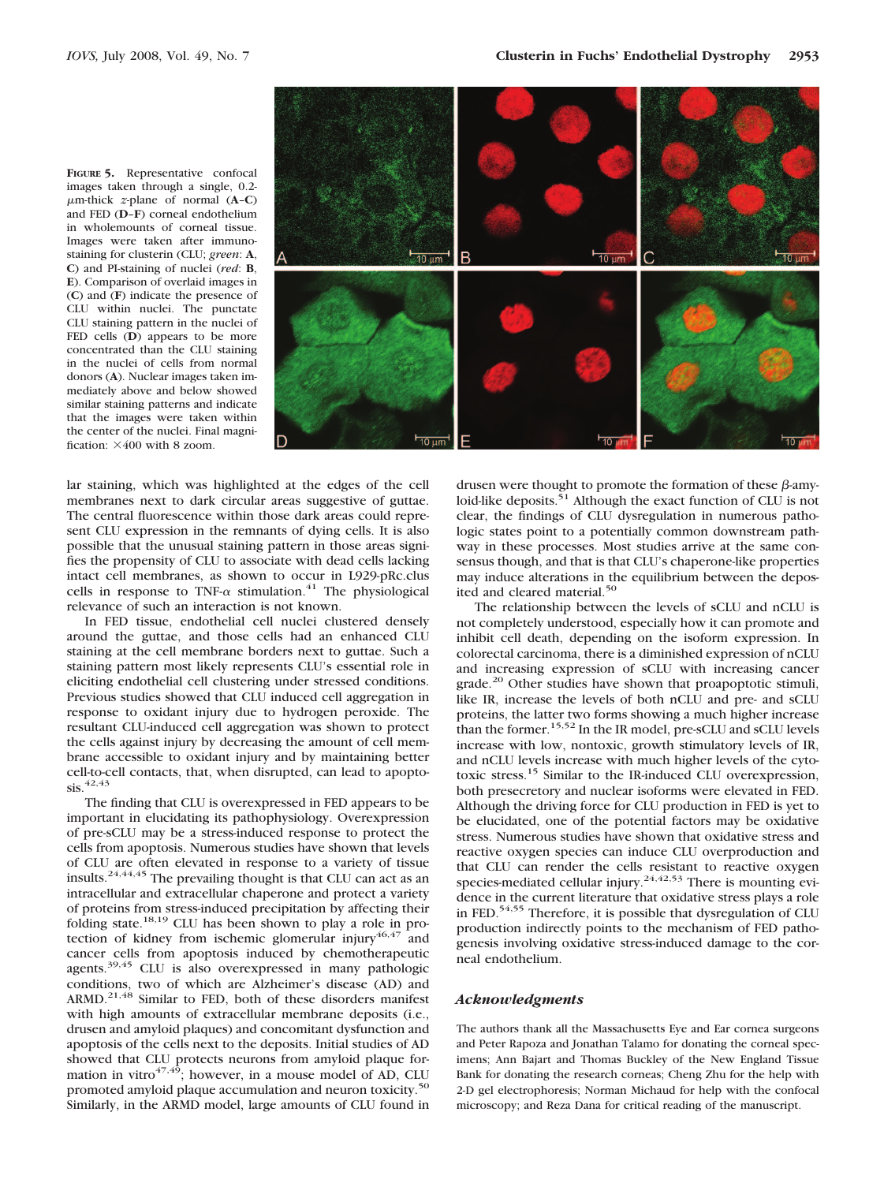**FIGURE 5.** Representative confocal images taken through a single, 0.2-μm-thick *z*-plane of normal (**A**–**C**) and FED (**D**–**F**) corneal endothelium in wholemounts of corneal tissue. Images were taken after immunostaining for clusterin (CLU; *green*: **A**, **C**) and PI-staining of nuclei (*red*: **B**, **E**). Comparison of overlaid images in (**C**) and (**F**) indicate the presence of CLU within nuclei. The punctate CLU staining pattern in the nuclei of FED cells (**D**) appears to be more concentrated than the CLU staining in the nuclei of cells from normal donors (**A**). Nuclear images taken immediately above and below showed similar staining patterns and indicate that the images were taken within the center of the nuclei. Final magnification: ×400 with 8 zoom.

A 10 μm B 10 μm C 10 μm D 10 μm E 10 μm F 10 μm

lar staining, which was highlighted at the edges of the cell membranes next to dark circular areas suggestive of guttae. The central fluorescence within those dark areas could represent CLU expression in the remnants of dying cells. It is also possible that the unusual staining pattern in those areas signifies the propensity of CLU to associate with dead cells lacking intact cell membranes, as shown to occur in L929-pRc.clus cells in response to TNF-α stimulation.[41] The physiological relevance of such an interaction is not known.

In FED tissue, endothelial cell nuclei clustered densely around the guttae, and those cells had an enhanced CLU staining at the cell membrane borders next to guttae. Such a staining pattern most likely represents CLU's essential role in eliciting endothelial cell clustering under stressed conditions. Previous studies showed that CLU induced cell aggregation in response to oxidant injury due to hydrogen peroxide. The resultant CLU-induced cell aggregation was shown to protect the cells against injury by decreasing the amount of cell membrane accessible to oxidant injury and by maintaining better cell-to-cell contacts, that, when disrupted, can lead to apoptosis.[42,43]

The finding that CLU is overexpressed in FED appears to be important in elucidating its pathophysiology. Overexpression of pre-sCLU may be a stress-induced response to protect the cells from apoptosis. Numerous studies have shown that levels of CLU are often elevated in response to a variety of tissue insults.[24,44,45] The prevailing thought is that CLU can act as an intracellular and extracellular chaperone and protect a variety of proteins from stress-induced precipitation by affecting their folding state.[18,19] CLU has been shown to play a role in protection of kidney from ischemic glomerular injury[46,47] and cancer cells from apoptosis induced by chemotherapeutic agents.[39,45] CLU is also overexpressed in many pathologic conditions, two of which are Alzheimer's disease (AD) and ARMD.[21,48] Similar to FED, both of these disorders manifest with high amounts of extracellular membrane deposits (i.e., drusen and amyloid plaques) and concomitant dysfunction and apoptosis of the cells next to the deposits. Initial studies of AD showed that CLU protects neurons from amyloid plaque formation in vitro[47,49]; however, in a mouse model of AD, CLU promoted amyloid plaque accumulation and neuron toxicity.[50] Similarly, in the ARMD model, large amounts of CLU found in drusen were thought to promote the formation of these β-amyloid-like deposits.[51] Although the exact function of CLU is not clear, the findings of CLU dysregulation in numerous pathologic states point to a potentially common downstream pathway in these processes. Most studies arrive at the same consensus though, and that is that CLU's chaperone-like properties may induce alterations in the equilibrium between the deposited and cleared material.[50]

The relationship between the levels of sCLU and nCLU is not completely understood, especially how it can promote and inhibit cell death, depending on the isoform expression. In colorectal carcinoma, there is a diminished expression of nCLU and increasing expression of sCLU with increasing cancer grade.[20] Other studies have shown that proapoptotic stimuli, like IR, increase the levels of both nCLU and pre- and sCLU proteins, the latter two forms showing a much higher increase than the former.[15,52] In the IR model, pre-sCLU and sCLU levels increase with low, nontoxic, growth stimulatory levels of IR, and nCLU levels increase with much higher levels of the cytotoxic stress.[15] Similar to the IR-induced CLU overexpression, both presecretory and nuclear isoforms were elevated in FED. Although the driving force for CLU production in FED is yet to be elucidated, one of the potential factors may be oxidative stress. Numerous studies have shown that oxidative stress and reactive oxygen species can induce CLU overproduction and that CLU can render the cells resistant to reactive oxygen species-mediated cellular injury.[24,42,53] There is mounting evidence in the current literature that oxidative stress plays a role in FED.[54,55] Therefore, it is possible that dysregulation of CLU production indirectly points to the mechanism of FED pathogenesis involving oxidative stress-induced damage to the corneal endothelium.

## *Acknowledgments*

The authors thank all the Massachusetts Eye and Ear cornea surgeons and Peter Rapoza and Jonathan Talamo for donating the corneal specimens; Ann Bajart and Thomas Buckley of the New England Tissue Bank for donating the research corneas; Cheng Zhu for the help with 2-D gel electrophoresis; Norman Michaud for help with the confocal microscopy; and Reza Dana for critical reading of the manuscript.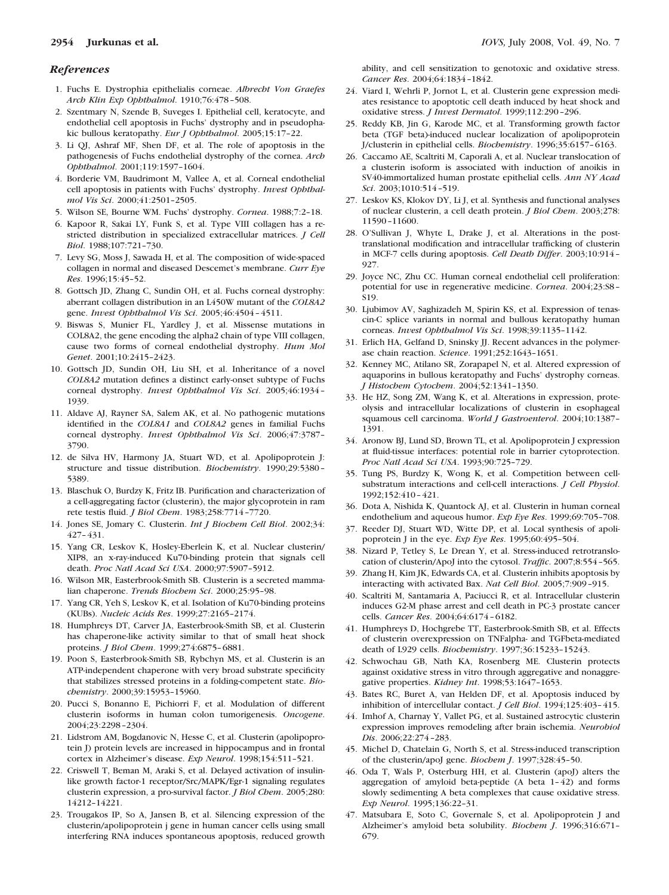## References

1. Fuchs E. Dystrophia epithelialis corneae. *Albrecht Von Graefes Arch Klin Exp Ophthalmol*. 1910;76:478–508.
2. Szentmary N, Szende B, Suveges I. Epithelial cell, keratocyte, and endothelial cell apoptosis in Fuchs' dystrophy and in pseudophakic bullous keratopathy. *Eur J Ophthalmol*. 2005;15:17–22.
3. Li QJ, Ashraf MF, Shen DF, et al. The role of apoptosis in the pathogenesis of Fuchs endothelial dystrophy of the cornea. *Arch Ophthalmol*. 2001;119:1597–1604.
4. Borderie VM, Baudrimont M, Vallee A, et al. Corneal endothelial cell apoptosis in patients with Fuchs' dystrophy. *Invest Ophthalmol Vis Sci*. 2000;41:2501–2505.
5. Wilson SE, Bourne WM. Fuchs' dystrophy. *Cornea*. 1988;7:2–18.
6. Kapoor R, Sakai LY, Funk S, et al. Type VIII collagen has a restricted distribution in specialized extracellular matrices. *J Cell Biol*. 1988;107:721–730.
7. Levy SG, Moss J, Sawada H, et al. The composition of wide-spaced collagen in normal and diseased Descemet's membrane. *Curr Eye Res*. 1996;15:45–52.
8. Gottsch JD, Zhang C, Sundin OH, et al. Fuchs corneal dystrophy: aberrant collagen distribution in an L450W mutant of the *COL8A2* gene. *Invest Ophthalmol Vis Sci*. 2005;46:4504–4511.
9. Biswas S, Munier FL, Yardley J, et al. Missense mutations in COL8A2, the gene encoding the alpha2 chain of type VIII collagen, cause two forms of corneal endothelial dystrophy. *Hum Mol Genet*. 2001;10:2415–2423.
10. Gottsch JD, Sundin OH, Liu SH, et al. Inheritance of a novel *COL8A2* mutation defines a distinct early-onset subtype of Fuchs corneal dystrophy. *Invest Ophthalmol Vis Sci*. 2005;46:1934–1939.
11. Aldave AJ, Rayner SA, Salem AK, et al. No pathogenic mutations identified in the *COL8A1* and *COL8A2* genes in familial Fuchs corneal dystrophy. *Invest Ophthalmol Vis Sci*. 2006;47:3787–3790.
12. de Silva HV, Harmony JA, Stuart WD, et al. Apolipoprotein J: structure and tissue distribution. *Biochemistry*. 1990;29:5380–5389.
13. Blaschuk O, Burdzy K, Fritz IB. Purification and characterization of a cell-aggregating factor (clusterin), the major glycoprotein in ram rete testis fluid. *J Biol Chem*. 1983;258:7714–7720.
14. Jones SE, Jomary C. Clusterin. *Int J Biochem Cell Biol*. 2002;34:427–431.
15. Yang CR, Leskov K, Hosley-Eberlein K, et al. Nuclear clusterin/XIP8, an x-ray-induced Ku70-binding protein that signals cell death. *Proc Natl Acad Sci USA*. 2000;97:5907–5912.
16. Wilson MR, Easterbrook-Smith SB. Clusterin is a secreted mammalian chaperone. *Trends Biochem Sci*. 2000;25:95–98.
17. Yang CR, Yeh S, Leskov K, et al. Isolation of Ku70-binding proteins (KUBs). *Nucleic Acids Res*. 1999;27:2165–2174.
18. Humphreys DT, Carver JA, Easterbrook-Smith SB, et al. Clusterin has chaperone-like activity similar to that of small heat shock proteins. *J Biol Chem*. 1999;274:6875–6881.
19. Poon S, Easterbrook-Smith SB, Rybchyn MS, et al. Clusterin is an ATP-independent chaperone with very broad substrate specificity that stabilizes stressed proteins in a folding-competent state. *Biochemistry*. 2000;39:15953–15960.
20. Pucci S, Bonanno E, Pichiorri F, et al. Modulation of different clusterin isoforms in human colon tumorigenesis. *Oncogene*. 2004;23:2298–2304.
21. Lidstrom AM, Bogdanovic N, Hesse C, et al. Clusterin (apolipoprotein J) protein levels are increased in hippocampus and in frontal cortex in Alzheimer's disease. *Exp Neurol*. 1998;154:511–521.
22. Criswell T, Beman M, Araki S, et al. Delayed activation of insulin-like growth factor-1 receptor/Src/MAPK/Egr-1 signaling regulates clusterin expression, a pro-survival factor. *J Biol Chem*. 2005;280:14212–14221.
23. Trougakos IP, So A, Jansen B, et al. Silencing expression of the clusterin/apolipoprotein j gene in human cancer cells using small interfering RNA induces spontaneous apoptosis, reduced growth ability, and cell sensitization to genotoxic and oxidative stress. *Cancer Res*. 2004;64:1834–1842.
24. Viard I, Wehrli P, Jornot L, et al. Clusterin gene expression mediates resistance to apoptotic cell death induced by heat shock and oxidative stress. *J Invest Dermatol*. 1999;112:290–296.
25. Reddy KB, Jin G, Karode MC, et al. Transforming growth factor beta (TGF beta)-induced nuclear localization of apolipoprotein J/clusterin in epithelial cells. *Biochemistry*. 1996;35:6157–6163.
26. Caccamo AE, Scaltriti M, Caporali A, et al. Nuclear translocation of a clusterin isoform is associated with induction of anoikis in SV40-immortalized human prostate epithelial cells. *Ann NY Acad Sci*. 2003;1010:514–519.
27. Leskov KS, Klokov DY, Li J, et al. Synthesis and functional analyses of nuclear clusterin, a cell death protein. *J Biol Chem*. 2003;278:11590–11600.
28. O'Sullivan J, Whyte L, Drake J, et al. Alterations in the post-translational modification and intracellular trafficking of clusterin in MCF-7 cells during apoptosis. *Cell Death Differ*. 2003;10:914–927.
29. Joyce NC, Zhu CC. Human corneal endothelial cell proliferation: potential for use in regenerative medicine. *Cornea*. 2004;23:S8–S19.
30. Ljubimov AV, Saghizadeh M, Spirin KS, et al. Expression of tenascin-C splice variants in normal and bullous keratopathy human corneas. *Invest Ophthalmol Vis Sci*. 1998;39:1135–1142.
31. Erlich HA, Gelfand D, Sninsky JJ. Recent advances in the polymerase chain reaction. *Science*. 1991;252:1643–1651.
32. Kenney MC, Atilano SR, Zorapapel N, et al. Altered expression of aquaporins in bullous keratopathy and Fuchs' dystrophy corneas. *J Histochem Cytochem*. 2004;52:1341–1350.
33. He HZ, Song ZM, Wang K, et al. Alterations in expression, proteolysis and intracellular localizations of clusterin in esophageal squamous cell carcinoma. *World J Gastroenterol*. 2004;10:1387–1391.
34. Aronow BJ, Lund SD, Brown TL, et al. Apolipoprotein J expression at fluid-tissue interfaces: potential role in barrier cytoprotection. *Proc Natl Acad Sci USA*. 1993;90:725–729.
35. Tung PS, Burdzy K, Wong K, et al. Competition between cell-substratum interactions and cell-cell interactions. *J Cell Physiol*. 1992;152:410–421.
36. Dota A, Nishida K, Quantock AJ, et al. Clusterin in human corneal endothelium and aqueous humor. *Exp Eye Res*. 1999;69:705–708.
37. Reeder DJ, Stuart WD, Witte DP, et al. Local synthesis of apolipoprotein J in the eye. *Exp Eye Res*. 1995;60:495–504.
38. Nizard P, Tetley S, Le Drean Y, et al. Stress-induced retrotranslocation of clusterin/ApoJ into the cytosol. *Traffic*. 2007;8:554–565.
39. Zhang H, Kim JK, Edwards CA, et al. Clusterin inhibits apoptosis by interacting with activated Bax. *Nat Cell Biol*. 2005;7:909–915.
40. Scaltriti M, Santamaria A, Paciucci R, et al. Intracellular clusterin induces G2-M phase arrest and cell death in PC-3 prostate cancer cells. *Cancer Res*. 2004;64:6174–6182.
41. Humphreys D, Hochgrebe TT, Easterbrook-Smith SB, et al. Effects of clusterin overexpression on TNFalpha- and TGFbeta-mediated death of L929 cells. *Biochemistry*. 1997;36:15233–15243.
42. Schwochau GB, Nath KA, Rosenberg ME. Clusterin protects against oxidative stress in vitro through aggregative and nonaggregative properties. *Kidney Int*. 1998;53:1647–1653.
43. Bates RC, Buret A, van Helden DF, et al. Apoptosis induced by inhibition of intercellular contact. *J Cell Biol*. 1994;125:403–415.
44. Imhof A, Charnay Y, Vallet PG, et al. Sustained astrocytic clusterin expression improves remodeling after brain ischemia. *Neurobiol Dis*. 2006;22:274–283.
45. Michel D, Chatelain G, North S, et al. Stress-induced transcription of the clusterin/apoJ gene. *Biochem J*. 1997;328:45–50.
46. Oda T, Wals P, Osterburg HH, et al. Clusterin (apoJ) alters the aggregation of amyloid beta-peptide (A beta 1–42) and forms slowly sedimenting A beta complexes that cause oxidative stress. *Exp Neurol*. 1995;136:22–31.
47. Matsubara E, Soto C, Governale S, et al. Apolipoprotein J and Alzheimer's amyloid beta solubility. *Biochem J*. 1996;316:671–679.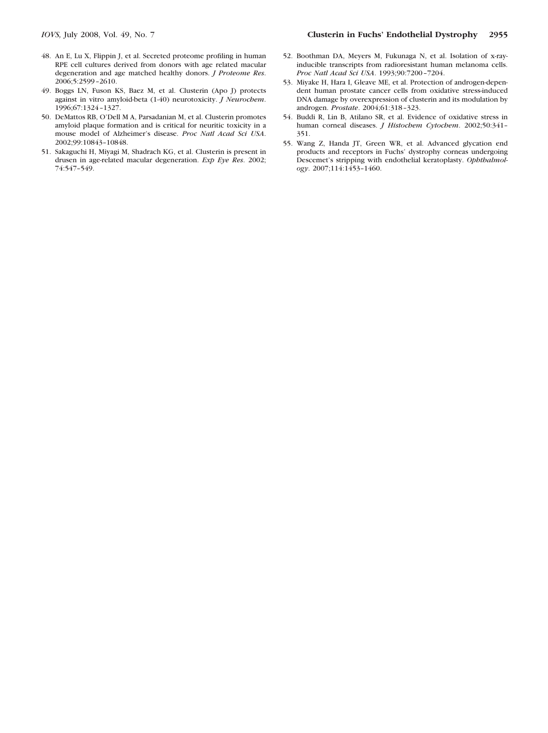48. An E, Lu X, Flippin J, et al. Secreted proteome profiling in human RPE cell cultures derived from donors with age related macular degeneration and age matched healthy donors. *J Proteome Res*. 2006;5:2599–2610.
49. Boggs LN, Fuson KS, Baez M, et al. Clusterin (Apo J) protects against in vitro amyloid-beta (1-40) neurotoxicity. *J Neurochem*. 1996;67:1324–1327.
50. DeMattos RB, O'Dell M A, Parsadanian M, et al. Clusterin promotes amyloid plaque formation and is critical for neuritic toxicity in a mouse model of Alzheimer's disease. *Proc Natl Acad Sci USA*. 2002;99:10843–10848.
51. Sakaguchi H, Miyagi M, Shadrach KG, et al. Clusterin is present in drusen in age-related macular degeneration. *Exp Eye Res*. 2002; 74:547–549.
52. Boothman DA, Meyers M, Fukunaga N, et al. Isolation of x-ray-inducible transcripts from radioresistant human melanoma cells. *Proc Natl Acad Sci USA*. 1993;90:7200–7204.
53. Miyake H, Hara I, Gleave ME, et al. Protection of androgen-dependent human prostate cancer cells from oxidative stress-induced DNA damage by overexpression of clusterin and its modulation by androgen. *Prostate*. 2004;61:318–323.
54. Buddi R, Lin B, Atilano SR, et al. Evidence of oxidative stress in human corneal diseases. *J Histochem Cytochem*. 2002;50:341–351.
55. Wang Z, Handa JT, Green WR, et al. Advanced glycation end products and receptors in Fuchs' dystrophy corneas undergoing Descemet's stripping with endothelial keratoplasty. *Ophthalmology*. 2007;114:1453–1460.